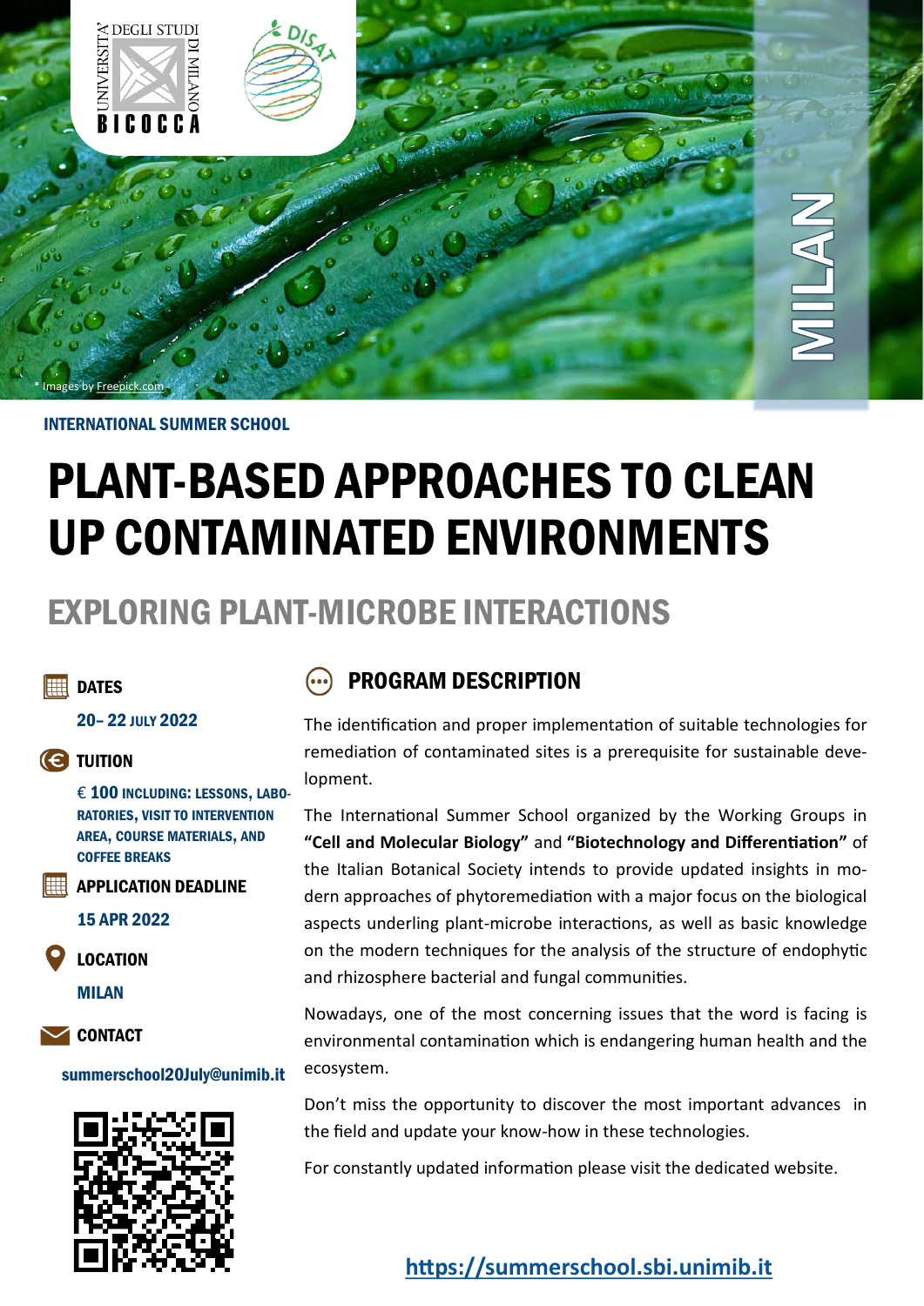UNIVERSITÀ DEGLI STUDI DI MILANO BICOCCA

DISAT

MILAN

* Images by Freepick.com

INTERNATIONAL SUMMER SCHOOL

# PLANT-BASED APPROACHES TO CLEAN UP CONTAMINATED ENVIRONMENTS

## EXPLORING PLANT-MICROBE INTERACTIONS

### DATES

**20– 22 JULY 2022**

### TUITION

**€ 100 INCLUDING: LESSONS, LABORATORIES, VISIT TO INTERVENTION AREA, COURSE MATERIALS, AND COFFEE BREAKS**

### APPLICATION DEADLINE

**15 APR 2022**

### LOCATION

**MILAN**

### CONTACT

**summerschool20July@unimib.it**

### PROGRAM DESCRIPTION

The identification and proper implementation of suitable technologies for remediation of contaminated sites is a prerequisite for sustainable development.

The International Summer School organized by the Working Groups in **"Cell and Molecular Biology"** and **"Biotechnology and Differentiation"** of the Italian Botanical Society intends to provide updated insights in modern approaches of phytoremediation with a major focus on the biological aspects underling plant-microbe interactions, as well as basic knowledge on the modern techniques for the analysis of the structure of endophytic and rhizosphere bacterial and fungal communities.

Nowadays, one of the most concerning issues that the word is facing is environmental contamination which is endangering human health and the ecosystem.

Don't miss the opportunity to discover the most important advances in the field and update your know-how in these technologies.

For constantly updated information please visit the dedicated website.

**https://summerschool.sbi.unimib.it**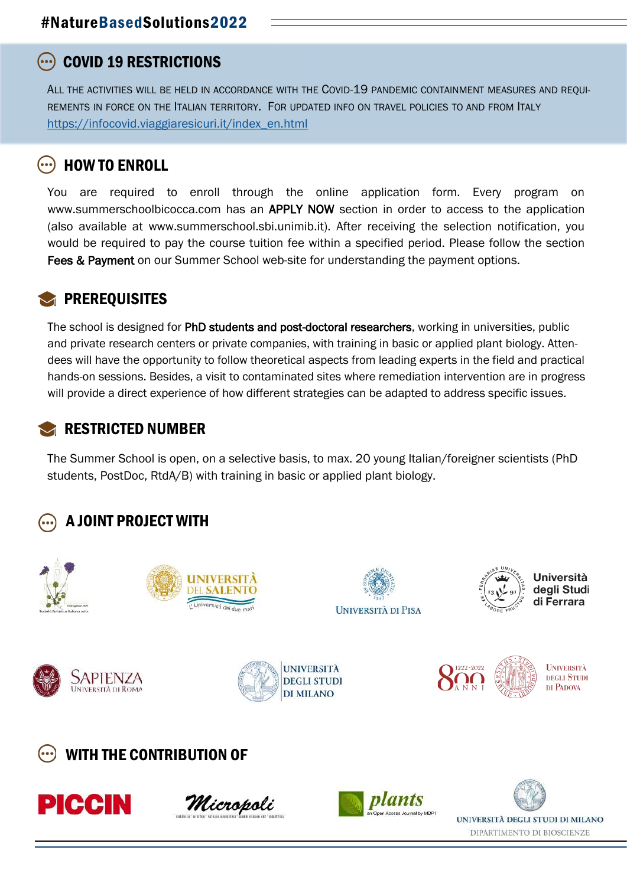# COVID 19 RESTRICTIONS

ALL THE ACTIVITIES WILL BE HELD IN ACCORDANCE WITH THE COVID-19 PANDEMIC CONTAINMENT MEASURES AND REQUIREMENTS IN FORCE ON THE ITALIAN TERRITORY. FOR UPDATED INFO ON TRAVEL POLICIES TO AND FROM ITALY https://infocovid.viaggiaresicuri.it/index_en.html

# HOW TO ENROLL

You are required to enroll through the online application form. Every program on www.summerschoolbicocca.com has an **APPLY NOW** section in order to access to the application (also available at www.summerschool.sbi.unimib.it). After receiving the selection notification, you would be required to pay the course tuition fee within a specified period. Please follow the section **Fees & Payment** on our Summer School web-site for understanding the payment options.

# PREREQUISITES

The school is designed for **PhD students and post-doctoral researchers**, working in universities, public and private research centers or private companies, with training in basic or applied plant biology. Attendees will have the opportunity to follow theoretical aspects from leading experts in the field and practical hands-on sessions. Besides, a visit to contaminated sites where remediation intervention are in progress will provide a direct experience of how different strategies can be adapted to address specific issues.

# RESTRICTED NUMBER

The Summer School is open, on a selective basis, to max. 20 young Italian/foreigner scientists (PhD students, PostDoc, RtdA/B) with training in basic or applied plant biology.

# A JOINT PROJECT WITH

Società Botanica Italiana onlus

Università del Salento – L'Università dei due mari

Università di Pisa

Università degli Studi di Ferrara

Sapienza Università di Roma

Università degli Studi di Milano

800 anni 1222-2022 – Università degli Studi di Padova

# WITH THE CONTRIBUTION OF

PICCIN

Micropoli

plants – an Open Access Journal by MDPI

Università degli Studi di Milano – Dipartimento di Bioscienze